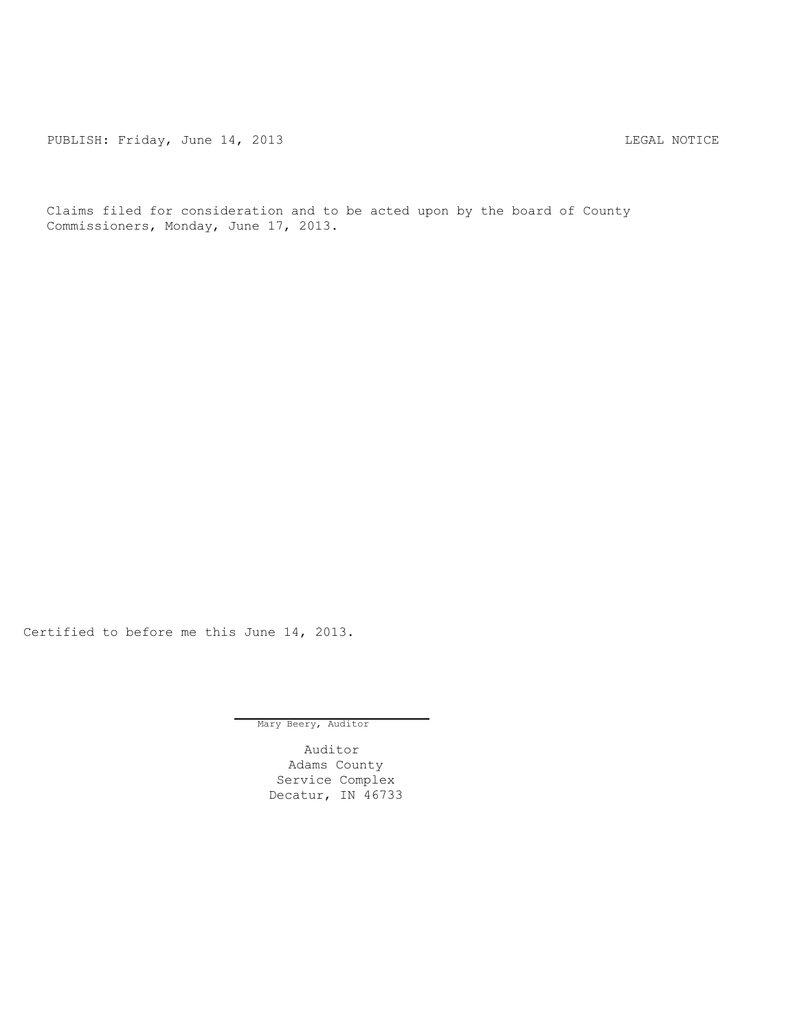PUBLISH: Friday, June 14, 2013 LEGAL NOTICE

Claims filed for consideration and to be acted upon by the board of County Commissioners, Monday, June 17, 2013.

Certified to before me this June 14, 2013.

Mary Beery, Auditor

Auditor
Adams County
Service Complex
Decatur, IN 46733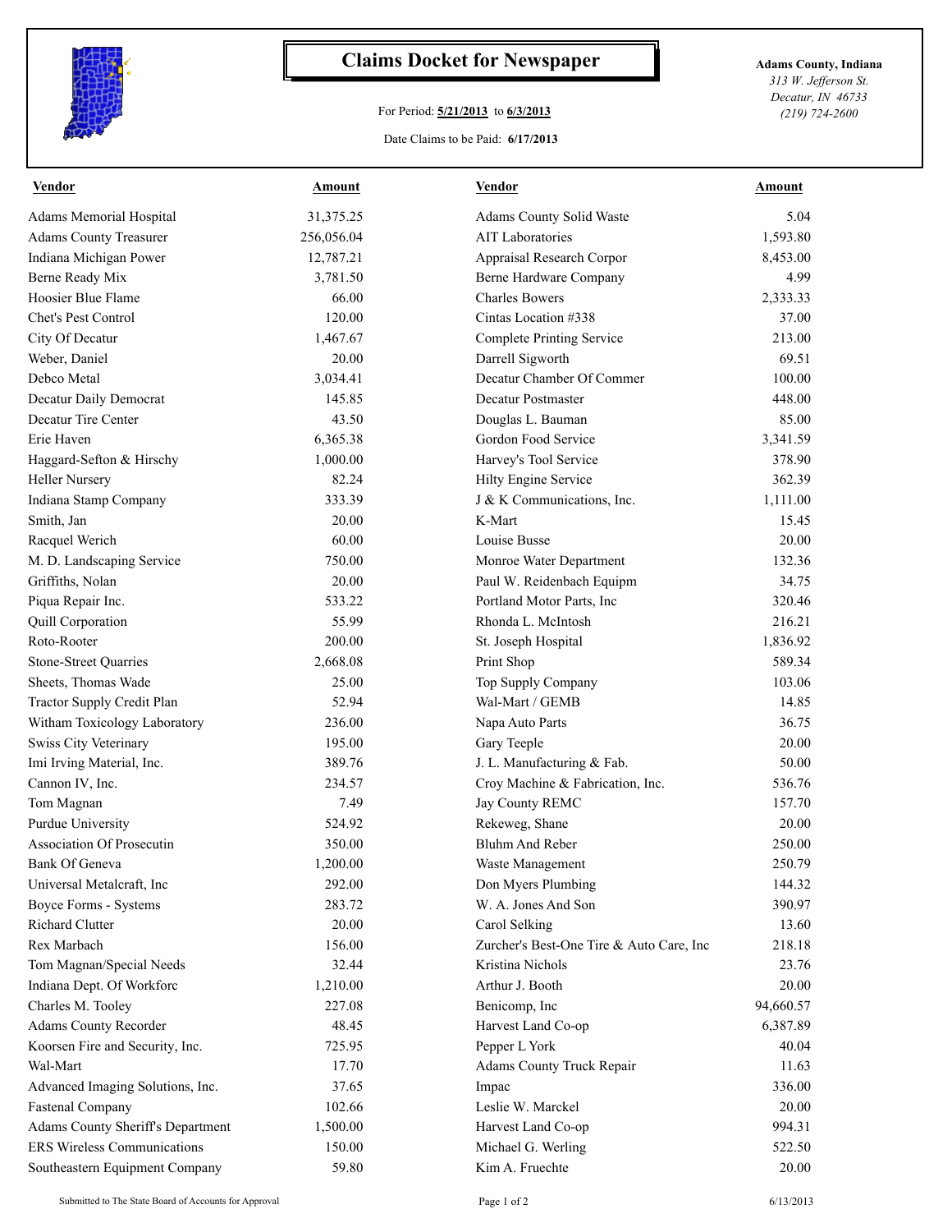# Claims Docket for Newspaper

For Period: **5/21/2013** to **6/3/2013**

Date Claims to be Paid: **6/17/2013**

**Adams County, Indiana**
*313 W. Jefferson St.*
*Decatur, IN 46733*
*(219) 724-2600*

| Vendor | Amount | Vendor | Amount |
|---|---|---|---|
| Adams Memorial Hospital | 31,375.25 | Adams County Solid Waste | 5.04 |
| Adams County Treasurer | 256,056.04 | AIT Laboratories | 1,593.80 |
| Indiana Michigan Power | 12,787.21 | Appraisal Research Corpor | 8,453.00 |
| Berne Ready Mix | 3,781.50 | Berne Hardware Company | 4.99 |
| Hoosier Blue Flame | 66.00 | Charles Bowers | 2,333.33 |
| Chet's Pest Control | 120.00 | Cintas Location #338 | 37.00 |
| City Of Decatur | 1,467.67 | Complete Printing Service | 213.00 |
| Weber, Daniel | 20.00 | Darrell Sigworth | 69.51 |
| Debco Metal | 3,034.41 | Decatur Chamber Of Commer | 100.00 |
| Decatur Daily Democrat | 145.85 | Decatur Postmaster | 448.00 |
| Decatur Tire Center | 43.50 | Douglas L. Bauman | 85.00 |
| Erie Haven | 6,365.38 | Gordon Food Service | 3,341.59 |
| Haggard-Sefton & Hirschy | 1,000.00 | Harvey's Tool Service | 378.90 |
| Heller Nursery | 82.24 | Hilty Engine Service | 362.39 |
| Indiana Stamp Company | 333.39 | J & K Communications, Inc. | 1,111.00 |
| Smith, Jan | 20.00 | K-Mart | 15.45 |
| Racquel Werich | 60.00 | Louise Busse | 20.00 |
| M. D. Landscaping Service | 750.00 | Monroe Water Department | 132.36 |
| Griffiths, Nolan | 20.00 | Paul W. Reidenbach Equipm | 34.75 |
| Piqua Repair Inc. | 533.22 | Portland Motor Parts, Inc | 320.46 |
| Quill Corporation | 55.99 | Rhonda L. McIntosh | 216.21 |
| Roto-Rooter | 200.00 | St. Joseph Hospital | 1,836.92 |
| Stone-Street Quarries | 2,668.08 | Print Shop | 589.34 |
| Sheets, Thomas Wade | 25.00 | Top Supply Company | 103.06 |
| Tractor Supply Credit Plan | 52.94 | Wal-Mart / GEMB | 14.85 |
| Witham Toxicology Laboratory | 236.00 | Napa Auto Parts | 36.75 |
| Swiss City Veterinary | 195.00 | Gary Teeple | 20.00 |
| Imi Irving Material, Inc. | 389.76 | J. L. Manufacturing & Fab. | 50.00 |
| Cannon IV, Inc. | 234.57 | Croy Machine & Fabrication, Inc. | 536.76 |
| Tom Magnan | 7.49 | Jay County REMC | 157.70 |
| Purdue University | 524.92 | Rekeweg, Shane | 20.00 |
| Association Of Prosecutin | 350.00 | Bluhm And Reber | 250.00 |
| Bank Of Geneva | 1,200.00 | Waste Management | 250.79 |
| Universal Metalcraft, Inc | 292.00 | Don Myers Plumbing | 144.32 |
| Boyce Forms - Systems | 283.72 | W. A. Jones And Son | 390.97 |
| Richard Clutter | 20.00 | Carol Selking | 13.60 |
| Rex Marbach | 156.00 | Zurcher's Best-One Tire & Auto Care, Inc | 218.18 |
| Tom Magnan/Special Needs | 32.44 | Kristina Nichols | 23.76 |
| Indiana Dept. Of Workforc | 1,210.00 | Arthur J. Booth | 20.00 |
| Charles M. Tooley | 227.08 | Benicomp, Inc | 94,660.57 |
| Adams County Recorder | 48.45 | Harvest Land Co-op | 6,387.89 |
| Koorsen Fire and Security, Inc. | 725.95 | Pepper L York | 40.04 |
| Wal-Mart | 17.70 | Adams County Truck Repair | 11.63 |
| Advanced Imaging Solutions, Inc. | 37.65 | Impac | 336.00 |
| Fastenal Company | 102.66 | Leslie W. Marckel | 20.00 |
| Adams County Sheriff's Department | 1,500.00 | Harvest Land Co-op | 994.31 |
| ERS Wireless Communications | 150.00 | Michael G. Werling | 522.50 |
| Southeastern Equipment Company | 59.80 | Kim A. Fruechte | 20.00 |

Submitted to The State Board of Accounts for Approval

6/13/2013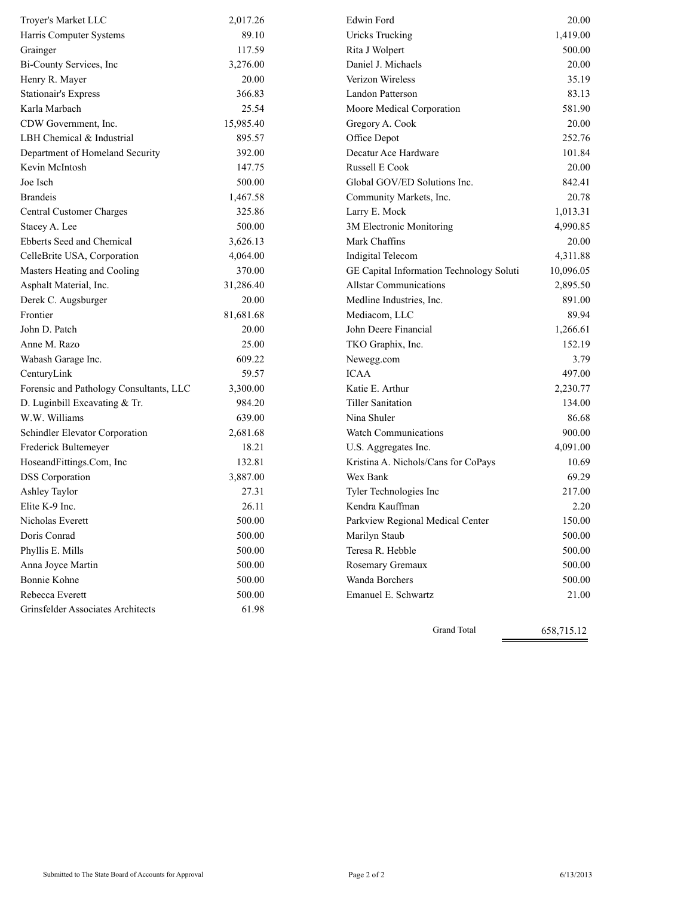| | |
|---|---|
| Troyer's Market LLC | 2,017.26 |
| Harris Computer Systems | 89.10 |
| Grainger | 117.59 |
| Bi-County Services, Inc | 3,276.00 |
| Henry R. Mayer | 20.00 |
| Stationair's Express | 366.83 |
| Karla Marbach | 25.54 |
| CDW Government, Inc. | 15,985.40 |
| LBH Chemical & Industrial | 895.57 |
| Department of Homeland Security | 392.00 |
| Kevin McIntosh | 147.75 |
| Joe Isch | 500.00 |
| Brandeis | 1,467.58 |
| Central Customer Charges | 325.86 |
| Stacey A. Lee | 500.00 |
| Ebberts Seed and Chemical | 3,626.13 |
| CelleBrite USA, Corporation | 4,064.00 |
| Masters Heating and Cooling | 370.00 |
| Asphalt Material, Inc. | 31,286.40 |
| Derek C. Augsburger | 20.00 |
| Frontier | 81,681.68 |
| John D. Patch | 20.00 |
| Anne M. Razo | 25.00 |
| Wabash Garage Inc. | 609.22 |
| CenturyLink | 59.57 |
| Forensic and Pathology Consultants, LLC | 3,300.00 |
| D. Luginbill Excavating & Tr. | 984.20 |
| W.W. Williams | 639.00 |
| Schindler Elevator Corporation | 2,681.68 |
| Frederick Bultemeyer | 18.21 |
| HoseandFittings.Com, Inc | 132.81 |
| DSS Corporation | 3,887.00 |
| Ashley Taylor | 27.31 |
| Elite K-9 Inc. | 26.11 |
| Nicholas Everett | 500.00 |
| Doris Conrad | 500.00 |
| Phyllis E. Mills | 500.00 |
| Anna Joyce Martin | 500.00 |
| Bonnie Kohne | 500.00 |
| Rebecca Everett | 500.00 |
| Grinsfelder Associates Architects | 61.98 |
| Edwin Ford | 20.00 |
| Uricks Trucking | 1,419.00 |
| Rita J Wolpert | 500.00 |
| Daniel J. Michaels | 20.00 |
| Verizon Wireless | 35.19 |
| Landon Patterson | 83.13 |
| Moore Medical Corporation | 581.90 |
| Gregory A. Cook | 20.00 |
| Office Depot | 252.76 |
| Decatur Ace Hardware | 101.84 |
| Russell E Cook | 20.00 |
| Global GOV/ED Solutions Inc. | 842.41 |
| Community Markets, Inc. | 20.78 |
| Larry E. Mock | 1,013.31 |
| 3M Electronic Monitoring | 4,990.85 |
| Mark Chaffins | 20.00 |
| Indigital Telecom | 4,311.88 |
| GE Capital Information Technology Soluti | 10,096.05 |
| Allstar Communications | 2,895.50 |
| Medline Industries, Inc. | 891.00 |
| Mediacom, LLC | 89.94 |
| John Deere Financial | 1,266.61 |
| TKO Graphix, Inc. | 152.19 |
| Newegg.com | 3.79 |
| ICAA | 497.00 |
| Katie E. Arthur | 2,230.77 |
| Tiller Sanitation | 134.00 |
| Nina Shuler | 86.68 |
| Watch Communications | 900.00 |
| U.S. Aggregates Inc. | 4,091.00 |
| Kristina A. Nichols/Cans for CoPays | 10.69 |
| Wex Bank | 69.29 |
| Tyler Technologies Inc | 217.00 |
| Kendra Kauffman | 2.20 |
| Parkview Regional Medical Center | 150.00 |
| Marilyn Staub | 500.00 |
| Teresa R. Hebble | 500.00 |
| Rosemary Gremaux | 500.00 |
| Wanda Borchers | 500.00 |
| Emanuel E. Schwartz | 21.00 |
| Grand Total | 658,715.12 |

Submitted to The State Board of Accounts for Approval

6/13/2013